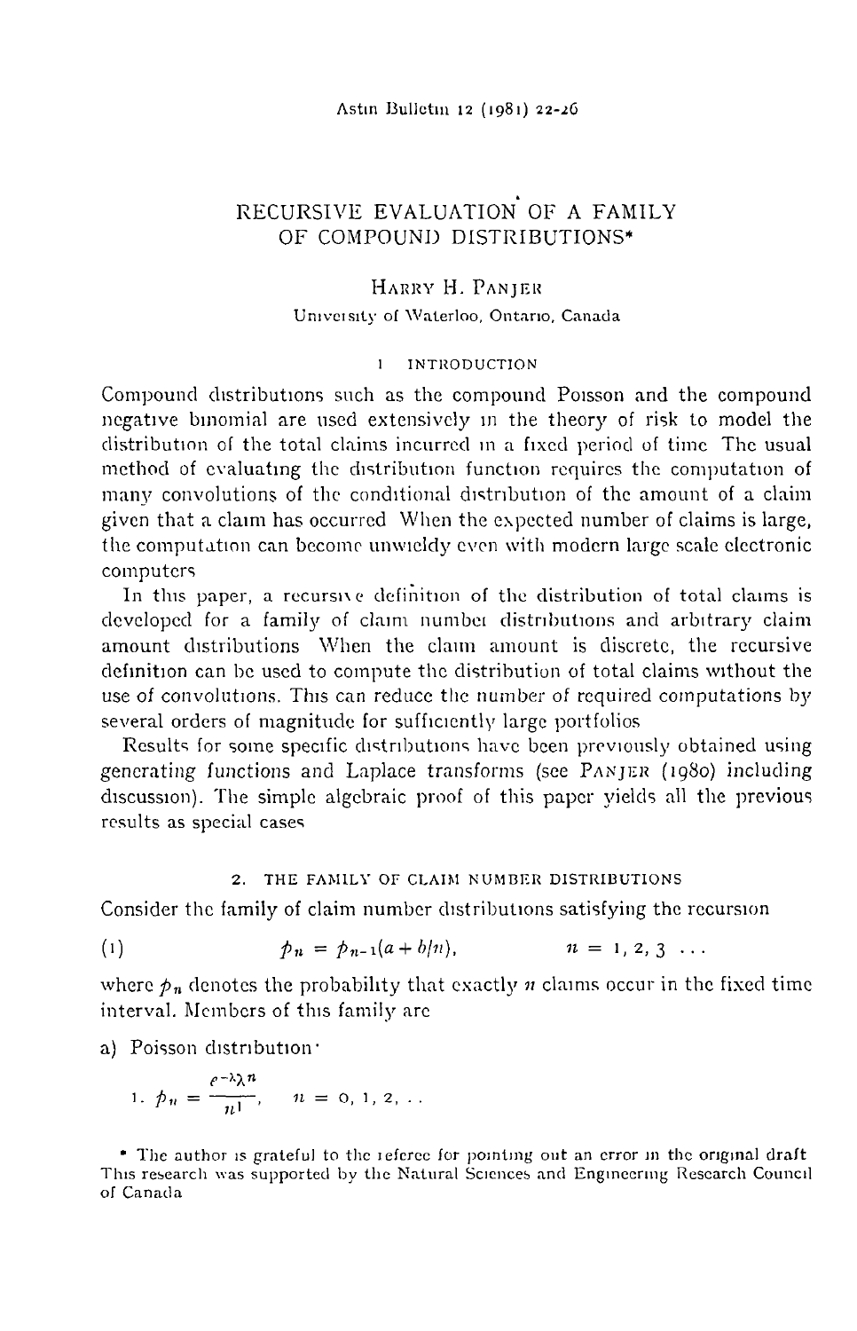# RECURSIVE EVALUATION OF A FAMILY OF COMPOUND DISTRIBUTIONS*

HARRY H. PANJER

University of Waterloo, Ontario, Canada

## 1 INTRODUCTION

Compound distributions such as the compound Poisson and the compound negative binomial are used extensively in the theory of risk to model the distribution of the total claims incurred in a fixed period of time. The usual method of evaluating the distribution function requires the computation of many convolutions of the conditional distribution of the amount of a claim given that a claim has occurred. When the expected number of claims is large, the computation can become unwieldy even with modern large scale electronic computers.

In this paper, a recursive definition of the distribution of total claims is developed for a family of claim number distributions and arbitrary claim amount distributions. When the claim amount is discrete, the recursive definition can be used to compute the distribution of total claims without the use of convolutions. This can reduce the number of required computations by several orders of magnitude for sufficiently large portfolios.

Results for some specific distributions have been previously obtained using generating functions and Laplace transforms (see PANJER (1980) including discussion). The simple algebraic proof of this paper yields all the previous results as special cases.

## 2. THE FAMILY OF CLAIM NUMBER DISTRIBUTIONS

Consider the family of claim number distributions satisfying the recursion

$$(1) \qquad p_n = p_{n-1}(a + b/n), \qquad n = 1, 2, 3 \ldots$$

where $p_n$ denotes the probability that exactly $n$ claims occur in the fixed time interval. Members of this family are

a) Poisson distribution:

$$1. \; p_n = \frac{e^{-\lambda}\lambda^n}{n!}, \qquad n = 0, 1, 2, \ldots$$

* The author is grateful to the referee for pointing out an error in the original draft. This research was supported by the Natural Sciences and Engineering Research Council of Canada.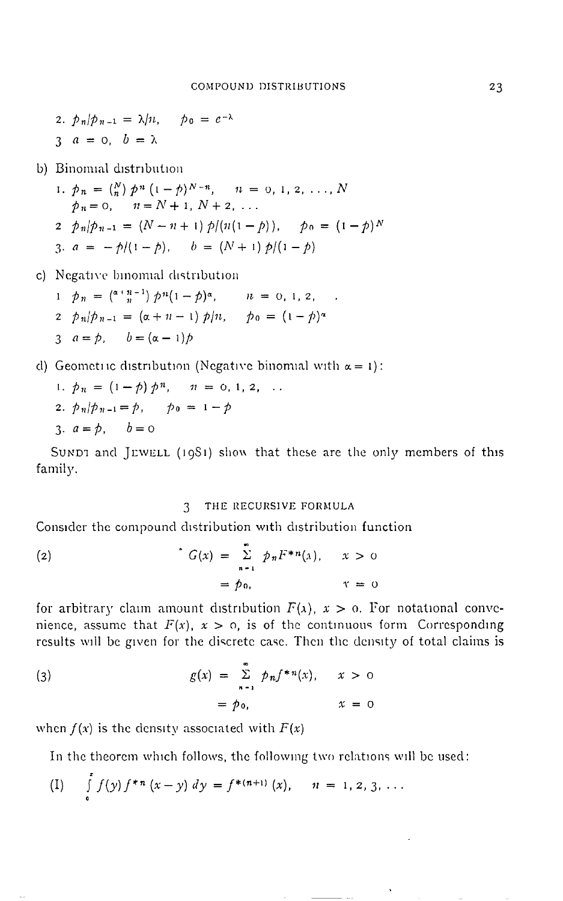2. $p_n/p_{n-1} = \lambda/n, \quad p_0 = e^{-\lambda}$

3. $a = 0, \quad b = \lambda$

b) Binomial distribution

1. $p_n = \binom{N}{n} p^n (1-p)^{N-n}, \quad n = 0, 1, 2, \ldots, N$
   $p_n = 0, \quad n = N+1, N+2, \ldots$
2. $p_n/p_{n-1} = (N-n+1)\, p/(n(1-p)), \quad p_0 = (1-p)^N$
3. $a = -p/(1-p), \quad b = (N+1)\, p/(1-p)$

c) Negative binomial distribution

1. $p_n = \binom{\alpha+n-1}{n} p^n (1-p)^\alpha, \quad n = 0, 1, 2, \ldots$
2. $p_n/p_{n-1} = (\alpha + n - 1)\, p/n, \quad p_0 = (1-p)^\alpha$
3. $a = p, \quad b = (\alpha - 1)p$

d) Geometric distribution (Negative binomial with $\alpha = 1$):

1. $p_n = (1-p)\, p^n, \quad n = 0, 1, 2, \ldots$
2. $p_n/p_{n-1} = p, \quad p_0 = 1 - p$
3. $a = p, \quad b = 0$

Sundt and Jewell (1981) show that these are the only members of this family.

## 3 THE RECURSIVE FORMULA

Consider the compound distribution with distribution function

$$
\begin{aligned}
(2) \qquad G(x) &= \sum_{n=1}^{\infty} p_n F^{*n}(x), & x > 0 \\
&= p_0, & x = 0
\end{aligned}
$$

for arbitrary claim amount distribution $F(x)$, $x > 0$. For notational convenience, assume that $F(x)$, $x > 0$, is of the continuous form. Corresponding results will be given for the discrete case. Then the density of total claims is

$$
\begin{aligned}
(3) \qquad g(x) &= \sum_{n=1}^{\infty} p_n f^{*n}(x), & x > 0 \\
&= p_0, & x = 0
\end{aligned}
$$

when $f(x)$ is the density associated with $F(x)$

In the theorem which follows, the following two relations will be used:

$$
\text{(I)} \qquad \int_0^x f(y) f^{*n}(x-y)\, dy = f^{*(n+1)}(x), \qquad n = 1, 2, 3, \ldots
$$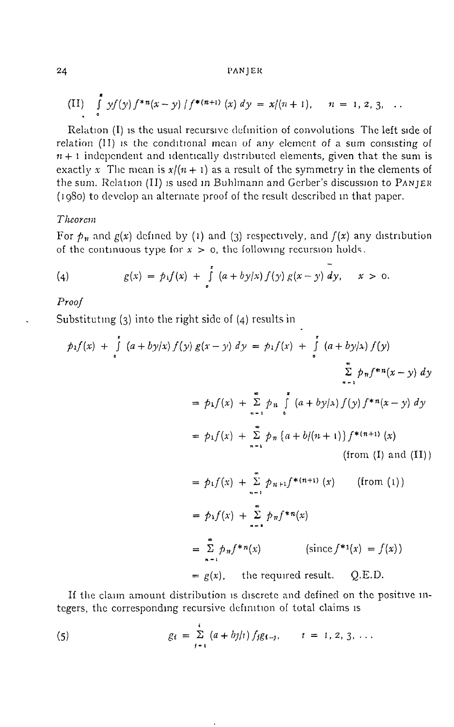$$\text{(II)} \quad \int_0^x y f(y) f^{*n}(x-y) \,/\, f^{*(n+1)}(x)\, dy = x/(n+1), \qquad n = 1, 2, 3, \ldots$$

Relation (I) is the usual recursive definition of convolutions The left side of relation (II) is the conditional mean of any element of a sum consisting of $n+1$ independent and identically distributed elements, given that the sum is exactly $x$ The mean is $x/(n+1)$ as a result of the symmetry in the elements of the sum. Relation (II) is used in Buhlmann and Gerber's discussion to PANJER (1980) to develop an alternate proof of the result described in that paper.

*Theorem*

For $p_n$ and $g(x)$ defined by (1) and (3) respectively, and $f(x)$ any distribution of the continuous type for $x > 0$, the following recursion holds.

$$\text{(4)} \qquad g(x) = p_1 f(x) + \int_0^x (a + by/x) f(y)\, g(x-y)\, dy, \qquad x > 0.$$

*Proof*

Substituting (3) into the right side of (4) results in

$$\begin{aligned}
p_1 f(x) + \int_0^x (a + by/x) f(y)\, g(x-y)\, dy &= p_1 f(x) + \int_0^x (a + by/x) f(y) \sum_{n=1}^{\infty} p_n f^{*n}(x-y)\, dy \\
&= p_1 f(x) + \sum_{n=1}^{\infty} p_n \int_0^x (a + by/x) f(y) f^{*n}(x-y)\, dy \\
&= p_1 f(x) + \sum_{n=1}^{\infty} p_n \{a + b/(n+1)\} f^{*(n+1)}(x) \qquad \text{(from (I) and (II))} \\
&= p_1 f(x) + \sum_{n=1}^{\infty} p_{n+1} f^{*(n+1)}(x) \qquad \text{(from (1))} \\
&= p_1 f(x) + \sum_{n=2}^{\infty} p_n f^{*n}(x) \\
&= \sum_{n=1}^{\infty} p_n f^{*n}(x) \qquad (\text{since } f^{*1}(x) = f(x)) \\
&= g(x), \quad \text{the required result.} \quad \text{Q.E.D.}
\end{aligned}$$

If the claim amount distribution is discrete and defined on the positive integers, the corresponding recursive definition of total claims is

$$\text{(5)} \qquad g_i = \sum_{j=1}^{i} (a + bj/i) f_j g_{i-j}, \qquad i = 1, 2, 3, \ldots$$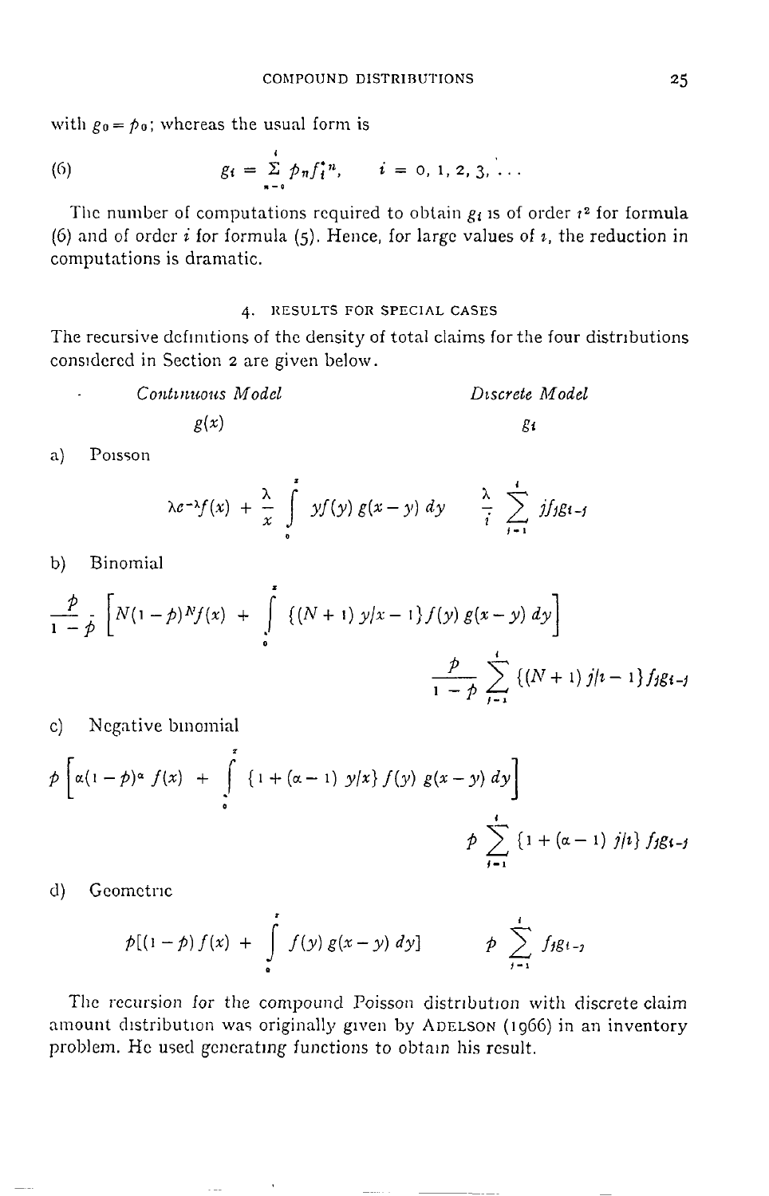with $g_0 = p_0$; whereas the usual form is

$$g_i = \sum_{n=0}^{i} p_n f_i^{*n}, \qquad i = 0, 1, 2, 3, \ldots \tag{6}$$

The number of computations required to obtain $g_i$ is of order $i^2$ for formula (6) and of order $i$ for formula (5). Hence, for large values of $i$, the reduction in computations is dramatic.

## 4. RESULTS FOR SPECIAL CASES

The recursive definitions of the density of total claims for the four distributions considered in Section 2 are given below.

| | *Continuous Model* $g(x)$ | *Discrete Model* $g_i$ |
|---|---|---|
| a) Poisson | $\lambda e^{-\lambda} f(x) + \frac{\lambda}{x} \int_0^x y f(y)\, g(x-y)\, dy$ | $\frac{\lambda}{i} \sum_{j=1}^{i} j f_j g_{i-j}$ |
| b) Binomial | $\frac{p}{1-p} \left[ N(1-p)^N f(x) + \int_0^x \{(N+1)\, y/x - 1\} f(y)\, g(x-y)\, dy \right]$ | $\frac{p}{1-p} \sum_{j=1}^{i} \{(N+1)\, j/i - 1\} f_j g_{i-j}$ |
| c) Negative binomial | $p \left[ \alpha(1-p)^\alpha f(x) + \int_0^x \{1 + (\alpha - 1)\, y/x\} f(y)\, g(x-y)\, dy \right]$ | $p \sum_{j=1}^{i} \{1 + (\alpha - 1)\, j/i\} f_j g_{i-j}$ |
| d) Geometric | $p[(1-p) f(x) + \int_0^x f(y)\, g(x-y)\, dy]$ | $p \sum_{j=1}^{i} f_j g_{i-j}$ |

The recursion for the compound Poisson distribution with discrete claim amount distribution was originally given by ADELSON (1966) in an inventory problem. He used generating functions to obtain his result.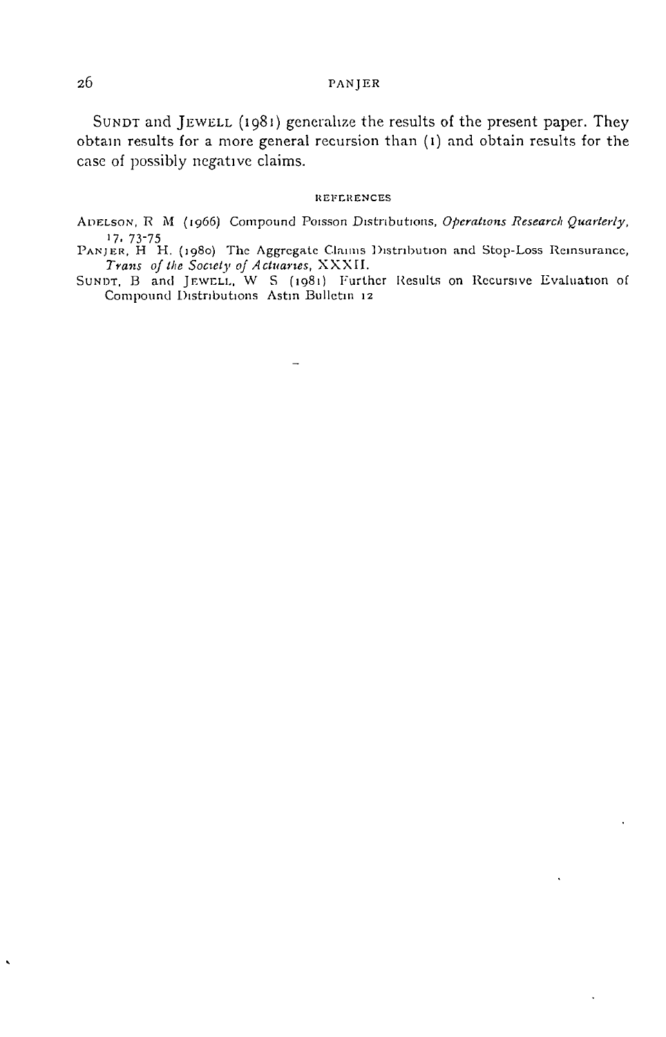SUNDT and JEWELL (1981) generalize the results of the present paper. They obtain results for a more general recursion than (1) and obtain results for the case of possibly negative claims.

###### REFERENCES

ADELSON, R M (1966) Compound Poisson Distributions, *Operations Research Quarterly*, 17, 73-75

PANJER, H H. (1980) The Aggregate Claims Distribution and Stop-Loss Reinsurance, *Trans of the Society of Actuaries*, XXXII.

SUNDT, B and JEWELL, W S (1981) Further Results on Recursive Evaluation of Compound Distributions Astin Bulletin 12